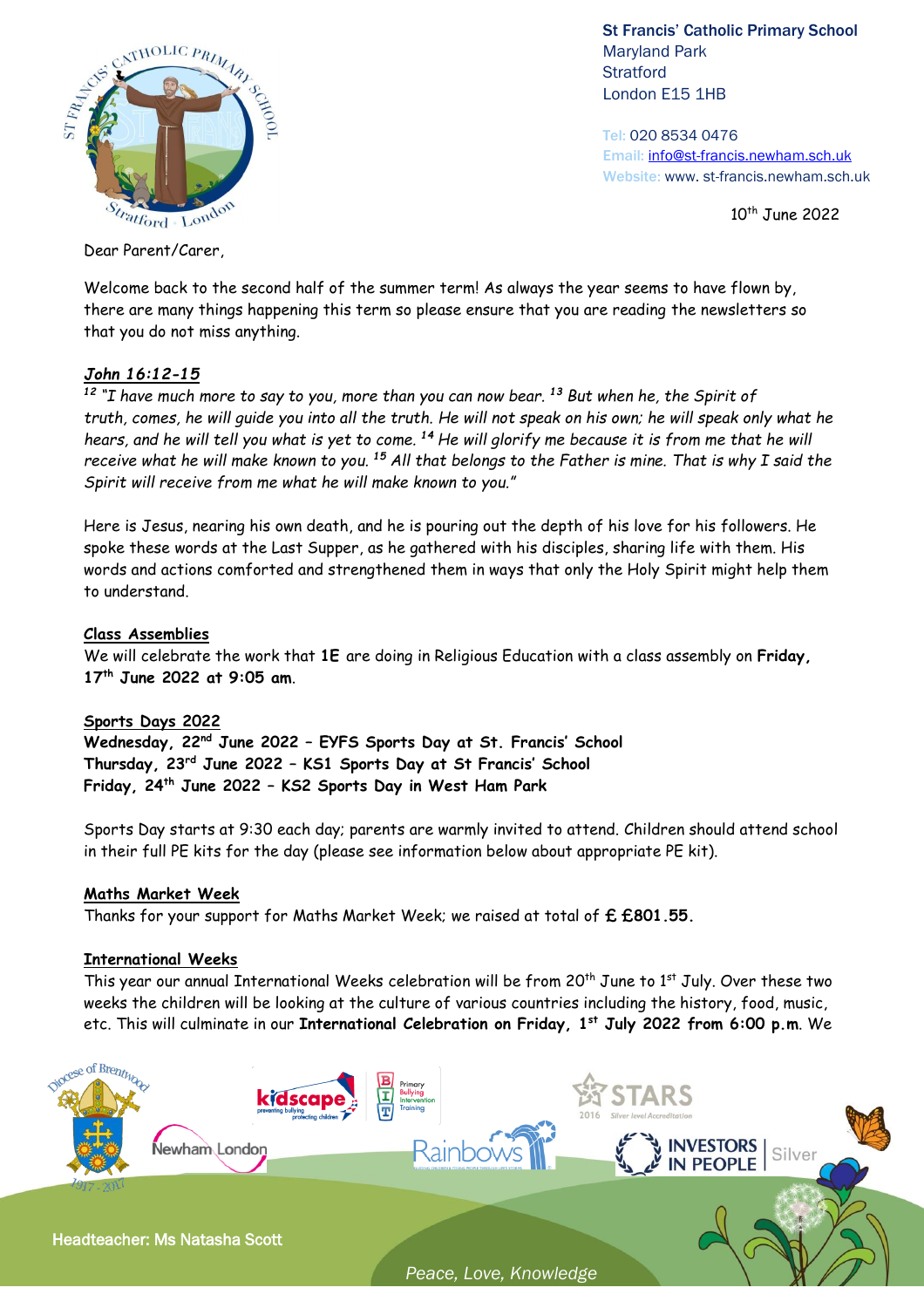**St Francis' Catholic Primary School**
Maryland Park
Stratford
London E15 1HB

Tel: 020 8534 0476
Email: info@st-francis.newham.sch.uk
Website: www. st-francis.newham.sch.uk

10th June 2022

Dear Parent/Carer,

Welcome back to the second half of the summer term! As always the year seems to have flown by, there are many things happening this term so please ensure that you are reading the newsletters so that you do not miss anything.

***John 16:12-15***

*[12] "I have much more to say to you, more than you can now bear. [13] But when he, the Spirit of truth, comes, he will guide you into all the truth. He will not speak on his own; he will speak only what he hears, and he will tell you what is yet to come. [14] He will glorify me because it is from me that he will receive what he will make known to you. [15] All that belongs to the Father is mine. That is why I said the Spirit will receive from me what he will make known to you."*

Here is Jesus, nearing his own death, and he is pouring out the depth of his love for his followers. He spoke these words at the Last Supper, as he gathered with his disciples, sharing life with them. His words and actions comforted and strengthened them in ways that only the Holy Spirit might help them to understand.

**Class Assemblies**

We will celebrate the work that **1E** are doing in Religious Education with a class assembly on **Friday, 17th June 2022 at 9:05 am**.

**Sports Days 2022**

**Wednesday, 22nd June 2022 – EYFS Sports Day at St. Francis' School**
**Thursday, 23rd June 2022 – KS1 Sports Day at St Francis' School**
**Friday, 24th June 2022 – KS2 Sports Day in West Ham Park**

Sports Day starts at 9:30 each day; parents are warmly invited to attend. Children should attend school in their full PE kits for the day (please see information below about appropriate PE kit).

**Maths Market Week**

Thanks for your support for Maths Market Week; we raised at total of **£ £801.55.**

**International Weeks**

This year our annual International Weeks celebration will be from 20th June to 1st July. Over these two weeks the children will be looking at the culture of various countries including the history, food, music, etc. This will culminate in our **International Celebration on Friday, 1st July 2022 from 6:00 p.m**. We

Headteacher: Ms Natasha Scott

*Peace, Love, Knowledge*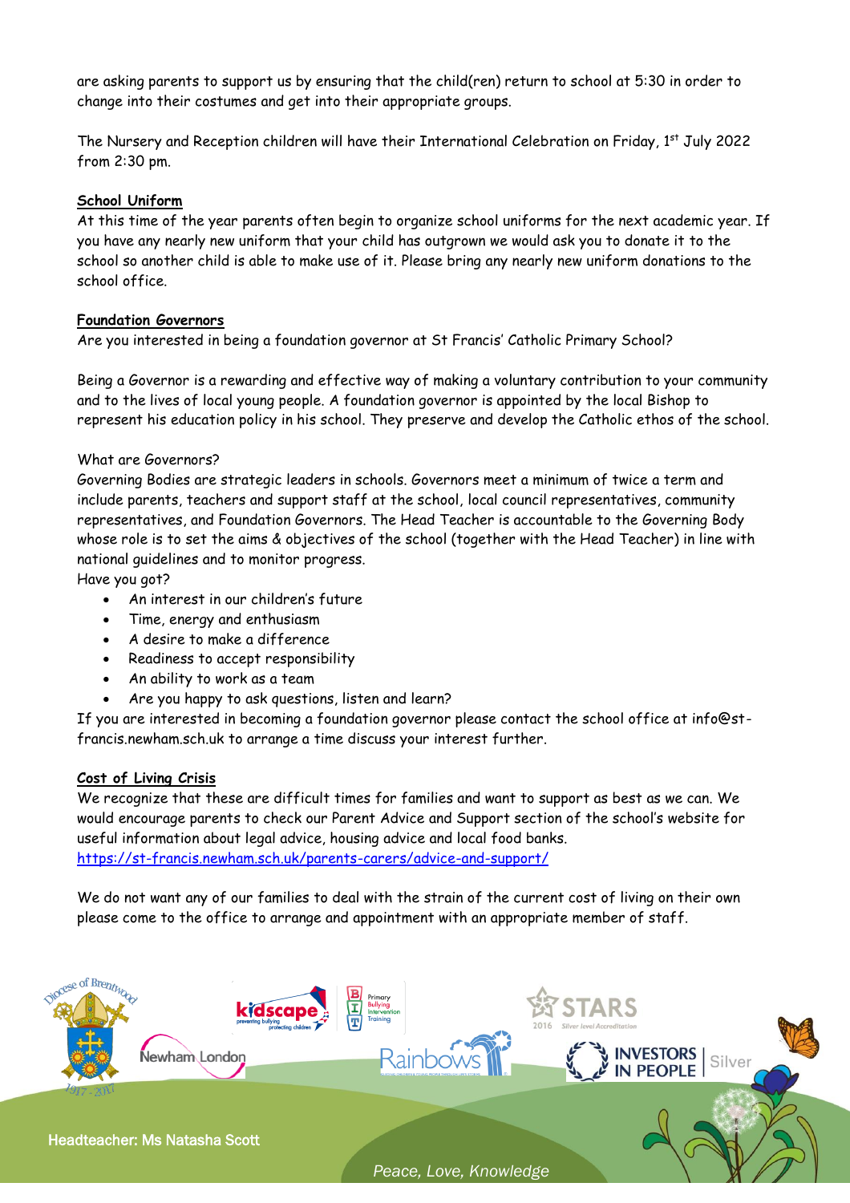are asking parents to support us by ensuring that the child(ren) return to school at 5:30 in order to change into their costumes and get into their appropriate groups.

The Nursery and Reception children will have their International Celebration on Friday, 1st July 2022 from 2:30 pm.

**School Uniform**

At this time of the year parents often begin to organize school uniforms for the next academic year. If you have any nearly new uniform that your child has outgrown we would ask you to donate it to the school so another child is able to make use of it. Please bring any nearly new uniform donations to the school office.

**Foundation Governors**

Are you interested in being a foundation governor at St Francis' Catholic Primary School?

Being a Governor is a rewarding and effective way of making a voluntary contribution to your community and to the lives of local young people. A foundation governor is appointed by the local Bishop to represent his education policy in his school. They preserve and develop the Catholic ethos of the school.

What are Governors?

Governing Bodies are strategic leaders in schools. Governors meet a minimum of twice a term and include parents, teachers and support staff at the school, local council representatives, community representatives, and Foundation Governors. The Head Teacher is accountable to the Governing Body whose role is to set the aims & objectives of the school (together with the Head Teacher) in line with national guidelines and to monitor progress.

Have you got?

- An interest in our children's future
- Time, energy and enthusiasm
- A desire to make a difference
- Readiness to accept responsibility
- An ability to work as a team
- Are you happy to ask questions, listen and learn?

If you are interested in becoming a foundation governor please contact the school office at info@st-francis.newham.sch.uk to arrange a time discuss your interest further.

**Cost of Living Crisis**

We recognize that these are difficult times for families and want to support as best as we can. We would encourage parents to check our Parent Advice and Support section of the school's website for useful information about legal advice, housing advice and local food banks.
https://st-francis.newham.sch.uk/parents-carers/advice-and-support/

We do not want any of our families to deal with the strain of the current cost of living on their own please come to the office to arrange and appointment with an appropriate member of staff.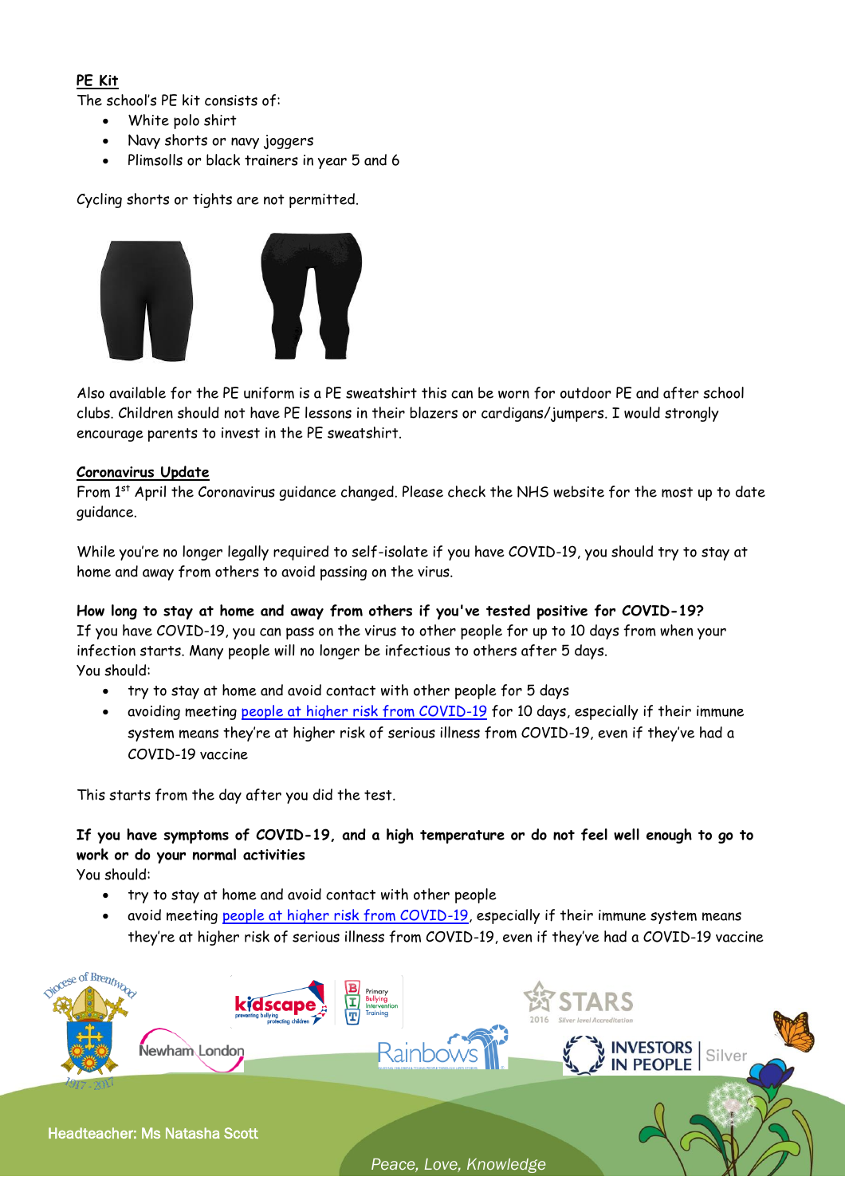**PE Kit**

The school's PE kit consists of:

- White polo shirt
- Navy shorts or navy joggers
- Plimsolls or black trainers in year 5 and 6

Cycling shorts or tights are not permitted.

Also available for the PE uniform is a PE sweatshirt this can be worn for outdoor PE and after school clubs. Children should not have PE lessons in their blazers or cardigans/jumpers. I would strongly encourage parents to invest in the PE sweatshirt.

**Coronavirus Update**

From 1st April the Coronavirus guidance changed. Please check the NHS website for the most up to date guidance.

While you're no longer legally required to self-isolate if you have COVID-19, you should try to stay at home and away from others to avoid passing on the virus.

**How long to stay at home and away from others if you've tested positive for COVID-19?**

If you have COVID-19, you can pass on the virus to other people for up to 10 days from when your infection starts. Many people will no longer be infectious to others after 5 days.

You should:

- try to stay at home and avoid contact with other people for 5 days
- avoiding meeting [people at higher risk from COVID-19](people at higher risk from COVID-19) for 10 days, especially if their immune system means they're at higher risk of serious illness from COVID-19, even if they've had a COVID-19 vaccine

This starts from the day after you did the test.

**If you have symptoms of COVID-19, and a high temperature or do not feel well enough to go to work or do your normal activities**

You should:

- try to stay at home and avoid contact with other people
- avoid meeting [people at higher risk from COVID-19](people at higher risk from COVID-19), especially if their immune system means they're at higher risk of serious illness from COVID-19, even if they've had a COVID-19 vaccine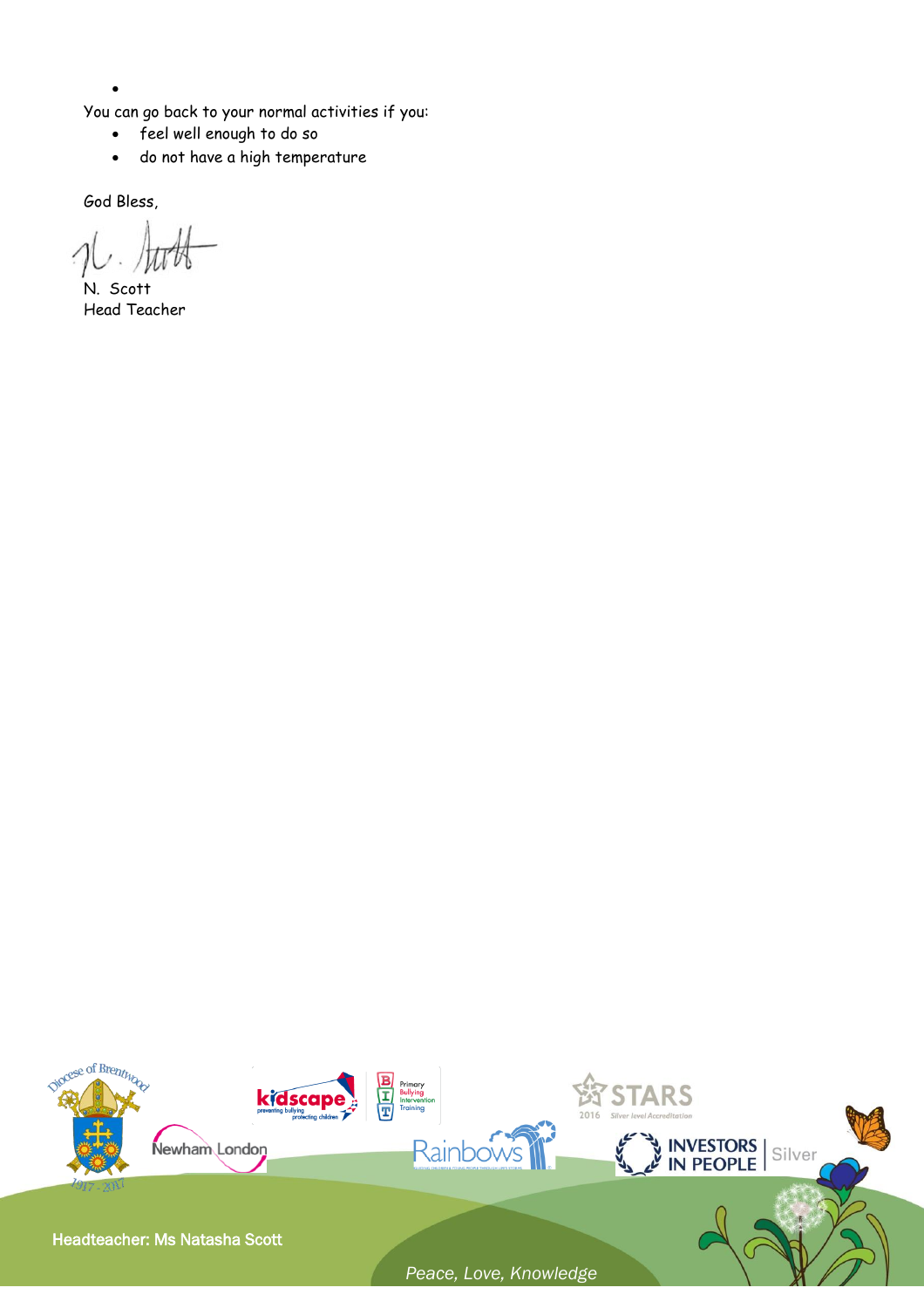- 

You can go back to your normal activities if you:

- feel well enough to do so
- do not have a high temperature

God Bless,

N. Scott
Head Teacher

Headteacher: Ms Natasha Scott

*Peace, Love, Knowledge*